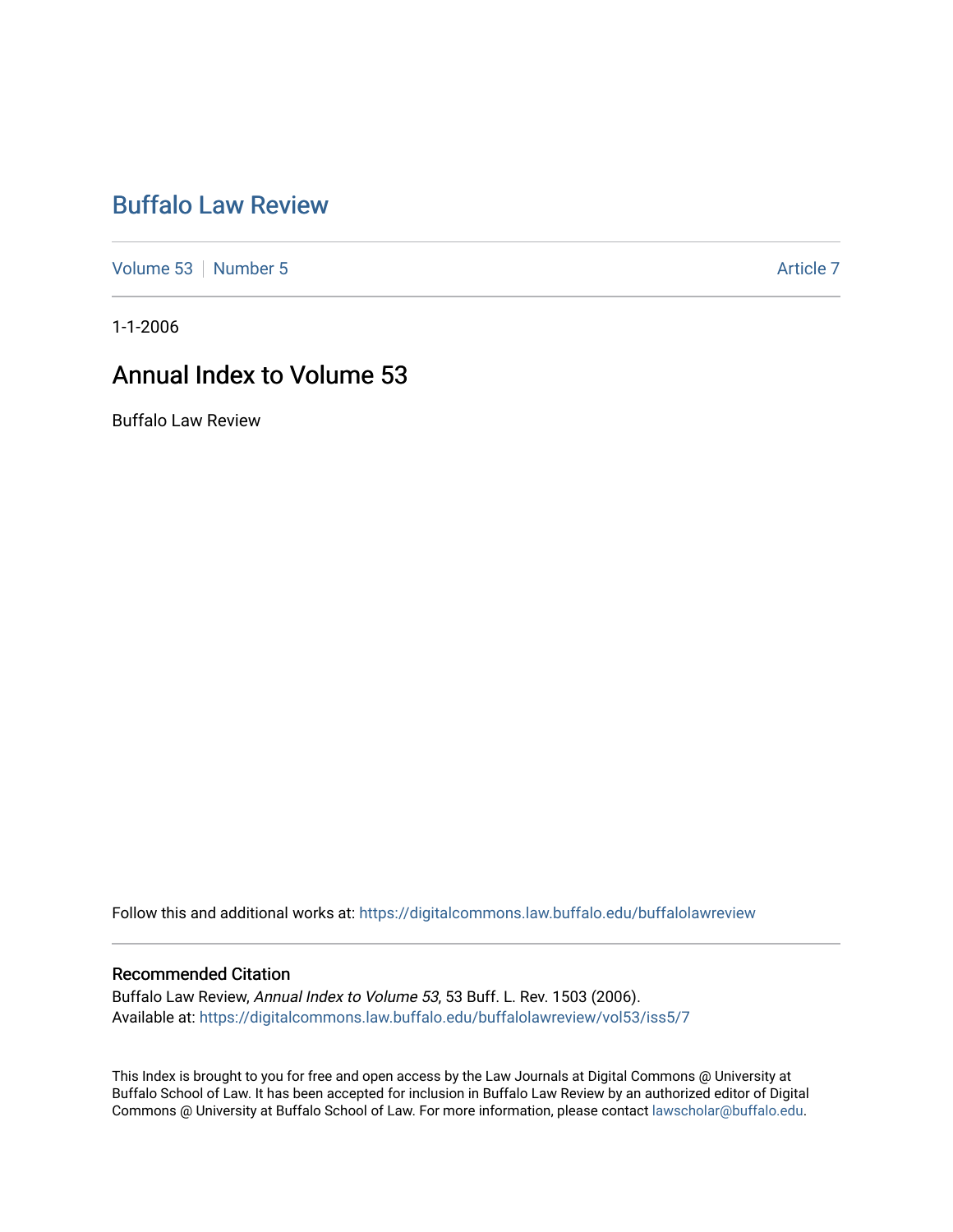# Buffalo Law Review

Volume 53 | Number 5 | Article 7

1-1-2006

## Annual Index to Volume 53

Buffalo Law Review

Follow this and additional works at: https://digitalcommons.law.buffalo.edu/buffalolawreview

### Recommended Citation

Buffalo Law Review, *Annual Index to Volume 53*, 53 Buff. L. Rev. 1503 (2006).
Available at: https://digitalcommons.law.buffalo.edu/buffalolawreview/vol53/iss5/7

This Index is brought to you for free and open access by the Law Journals at Digital Commons @ University at Buffalo School of Law. It has been accepted for inclusion in Buffalo Law Review by an authorized editor of Digital Commons @ University at Buffalo School of Law. For more information, please contact lawscholar@buffalo.edu.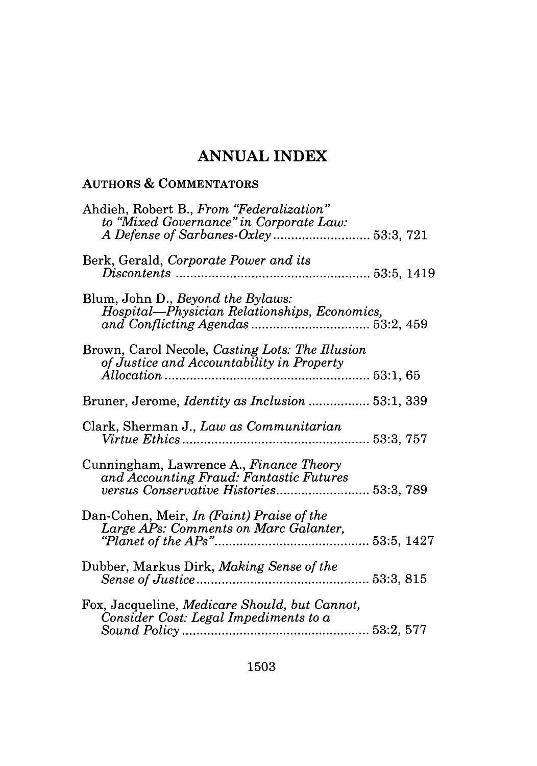# ANNUAL INDEX

## AUTHORS & COMMENTATORS

Ahdieh, Robert B., *From "Federalization" to "Mixed Governance" in Corporate Law: A Defense of Sarbanes-Oxley* ........................... 53:3, 721

Berk, Gerald, *Corporate Power and its Discontents* ........................................................ 53:5, 1419

Blum, John D., *Beyond the Bylaws: Hospital—Physician Relationships, Economics, and Conflicting Agendas* ................................ 53:2, 459

Brown, Carol Necole, *Casting Lots: The Illusion of Justice and Accountability in Property Allocation* ........................................................ 53:1, 65

Bruner, Jerome, *Identity as Inclusion* ................. 53:1, 339

Clark, Sherman J., *Law as Communitarian Virtue Ethics* ................................................... 53:3, 757

Cunningham, Lawrence A., *Finance Theory and Accounting Fraud: Fantastic Futures versus Conservative Histories*.......................... 53:3, 789

Dan-Cohen, Meir, *In (Faint) Praise of the Large APs: Comments on Marc Galanter, "Planet of the APs"*........................................... 53:5, 1427

Dubber, Markus Dirk, *Making Sense of the Sense of Justice*............................................... 53:3, 815

Fox, Jacqueline, *Medicare Should, but Cannot, Consider Cost: Legal Impediments to a Sound Policy* ................................................... 53:2, 577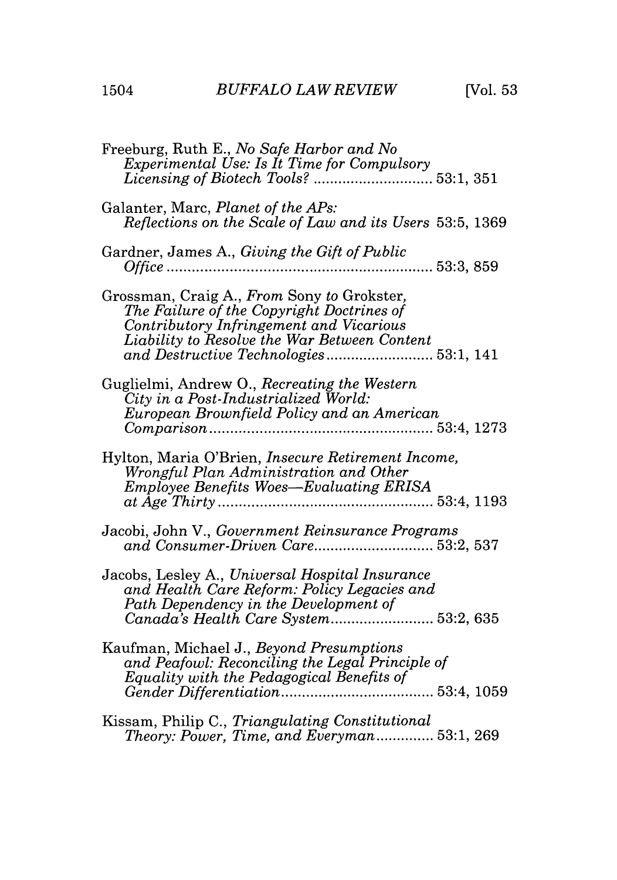Freeburg, Ruth E., *No Safe Harbor and No Experimental Use: Is It Time for Compulsory Licensing of Biotech Tools?* ............................. 53:1, 351

Galanter, Marc, *Planet of the APs: Reflections on the Scale of Law and its Users* 53:5, 1369

Gardner, James A., *Giving the Gift of Public Office* ................................................................. 53:3, 859

Grossman, Craig A., *From* Sony *to* Grokster*, The Failure of the Copyright Doctrines of Contributory Infringement and Vicarious Liability to Resolve the War Between Content and Destructive Technologies* .......................... 53:1, 141

Guglielmi, Andrew O., *Recreating the Western City in a Post-Industrialized World: European Brownfield Policy and an American Comparison* ...................................................... 53:4, 1273

Hylton, Maria O'Brien, *Insecure Retirement Income, Wrongful Plan Administration and Other Employee Benefits Woes—Evaluating ERISA at Age Thirty* .................................................... 53:4, 1193

Jacobi, John V., *Government Reinsurance Programs and Consumer-Driven Care* ............................. 53:2, 537

Jacobs, Lesley A., *Universal Hospital Insurance and Health Care Reform: Policy Legacies and Path Dependency in the Development of Canada's Health Care System* ......................... 53:2, 635

Kaufman, Michael J., *Beyond Presumptions and Peafowl: Reconciling the Legal Principle of Equality with the Pedagogical Benefits of Gender Differentiation* ..................................... 53:4, 1059

Kissam, Philip C., *Triangulating Constitutional Theory: Power, Time, and Everyman* .............. 53:1, 269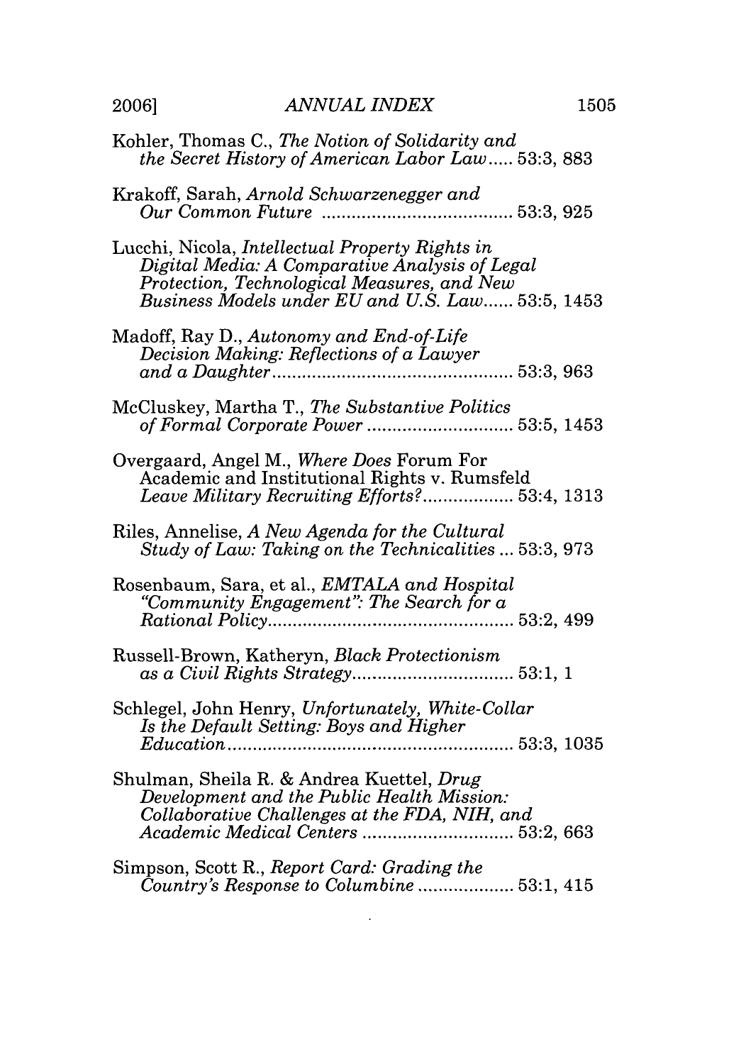Kohler, Thomas C., *The Notion of Solidarity and the Secret History of American Labor Law*..... 53:3, 883

Krakoff, Sarah, *Arnold Schwarzenegger and Our Common Future* ..................................... 53:3, 925

Lucchi, Nicola, *Intellectual Property Rights in Digital Media: A Comparative Analysis of Legal Protection, Technological Measures, and New Business Models under EU and U.S. Law*...... 53:5, 1453

Madoff, Ray D., *Autonomy and End-of-Life Decision Making: Reflections of a Lawyer and a Daughter*............................................... 53:3, 963

McCluskey, Martha T., *The Substantive Politics of Formal Corporate Power* ............................ 53:5, 1453

Overgaard, Angel M., *Where Does* Forum For Academic and Institutional Rights v. Rumsfeld *Leave Military Recruiting Efforts?*................. 53:4, 1313

Riles, Annelise, *A New Agenda for the Cultural Study of Law: Taking on the Technicalities* ... 53:3, 973

Rosenbaum, Sara, et al., *EMTALA and Hospital "Community Engagement": The Search for a Rational Policy*................................................ 53:2, 499

Russell-Brown, Katheryn, *Black Protectionism as a Civil Rights Strategy*................................ 53:1, 1

Schlegel, John Henry, *Unfortunately, White-Collar Is the Default Setting: Boys and Higher Education*......................................................... 53:3, 1035

Shulman, Sheila R. & Andrea Kuettel, *Drug Development and the Public Health Mission: Collaborative Challenges at the FDA, NIH, and Academic Medical Centers* .............................. 53:2, 663

Simpson, Scott R., *Report Card: Grading the Country's Response to Columbine* .................. 53:1, 415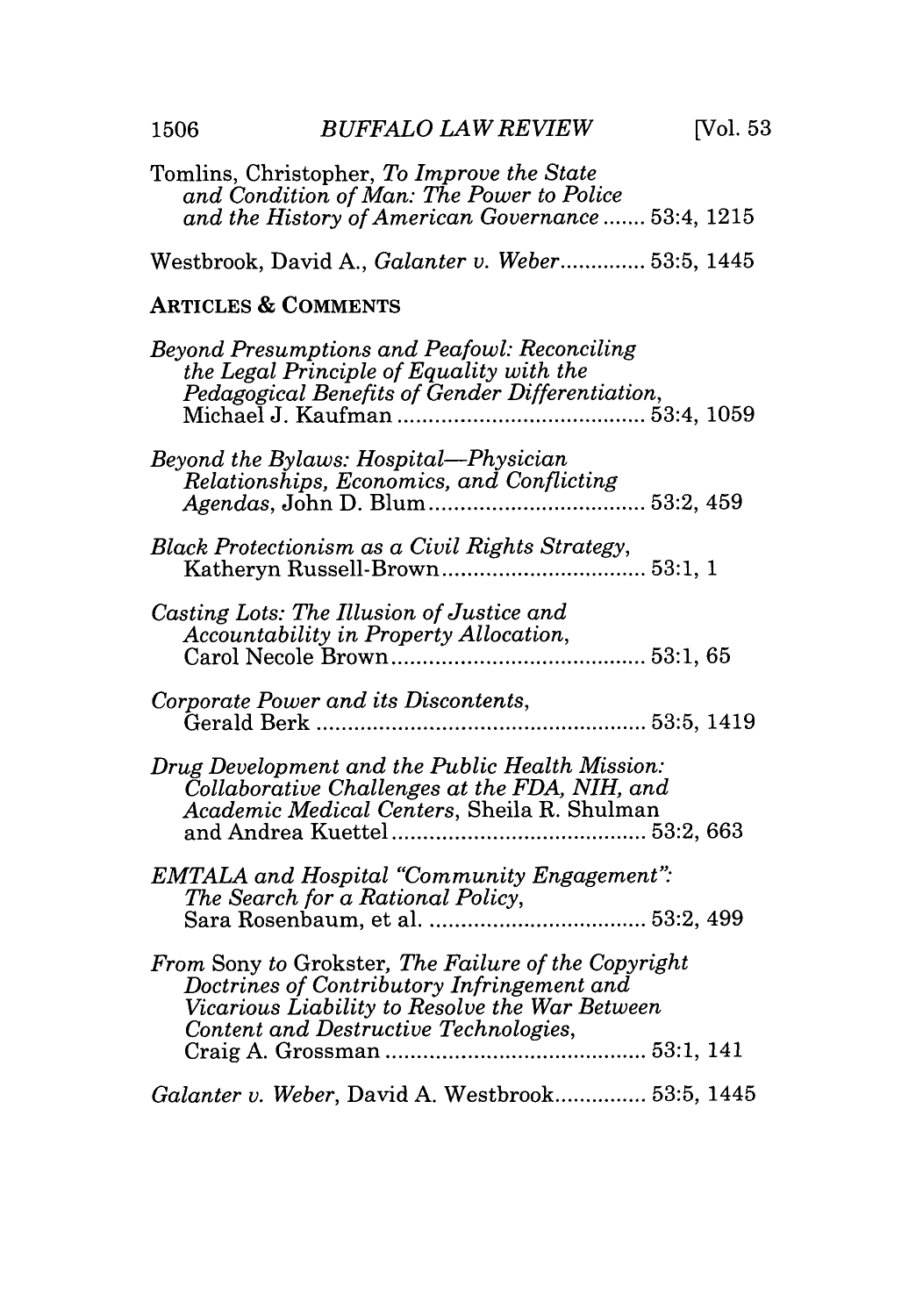Tomlins, Christopher, *To Improve the State and Condition of Man: The Power to Police and the History of American Governance* ....... 53:4, 1215

Westbrook, David A., *Galanter v. Weber*.............. 53:5, 1445

## ARTICLES & COMMENTS

*Beyond Presumptions and Peafowl: Reconciling the Legal Principle of Equality with the Pedagogical Benefits of Gender Differentiation*, Michael J. Kaufman ........................................ 53:4, 1059

*Beyond the Bylaws: Hospital—Physician Relationships, Economics, and Conflicting Agendas*, John D. Blum.................................. 53:2, 459

*Black Protectionism as a Civil Rights Strategy*, Katheryn Russell-Brown................................ 53:1, 1

*Casting Lots: The Illusion of Justice and Accountability in Property Allocation*, Carol Necole Brown........................................ 53:1, 65

*Corporate Power and its Discontents*, Gerald Berk .................................................... 53:5, 1419

*Drug Development and the Public Health Mission: Collaborative Challenges at the FDA, NIH, and Academic Medical Centers*, Sheila R. Shulman and Andrea Kuettel......................................... 53:2, 663

*EMTALA and Hospital "Community Engagement": The Search for a Rational Policy*, Sara Rosenbaum, et al. .................................. 53:2, 499

*From* Sony *to* Grokster, *The Failure of the Copyright Doctrines of Contributory Infringement and Vicarious Liability to Resolve the War Between Content and Destructive Technologies*, Craig A. Grossman .......................................... 53:1, 141

*Galanter v. Weber*, David A. Westbrook.............. 53:5, 1445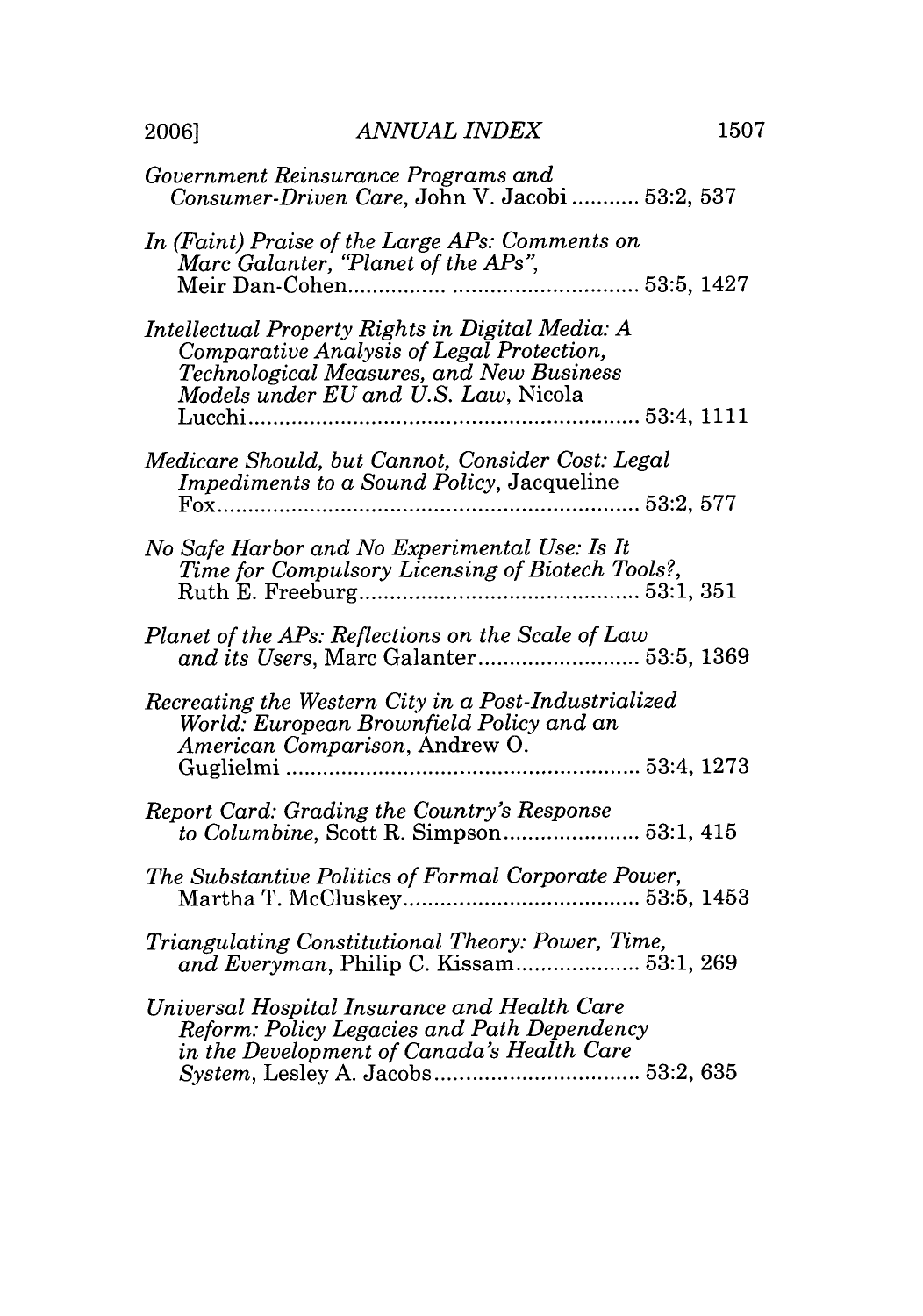*Government Reinsurance Programs and Consumer-Driven Care*, John V. Jacobi ........... 53:2, 537

*In (Faint) Praise of the Large APs: Comments on Marc Galanter, "Planet of the APs"*, Meir Dan-Cohen................ .............................. 53:5, 1427

*Intellectual Property Rights in Digital Media: A Comparative Analysis of Legal Protection, Technological Measures, and New Business Models under EU and U.S. Law*, Nicola Lucchi............................................................... 53:4, 1111

*Medicare Should, but Cannot, Consider Cost: Legal Impediments to a Sound Policy*, Jacqueline Fox.................................................................. 53:2, 577

*No Safe Harbor and No Experimental Use: Is It Time for Compulsory Licensing of Biotech Tools?*, Ruth E. Freeburg............................................ 53:1, 351

*Planet of the APs: Reflections on the Scale of Law and its Users*, Marc Galanter.......................... 53:5, 1369

*Recreating the Western City in a Post-Industrialized World: European Brownfield Policy and an American Comparison*, Andrew O. Guglielmi ........................................................ 53:4, 1273

*Report Card: Grading the Country's Response to Columbine*, Scott R. Simpson...................... 53:1, 415

*The Substantive Politics of Formal Corporate Power*, Martha T. McCluskey...................................... 53:5, 1453

*Triangulating Constitutional Theory: Power, Time, and Everyman*, Philip C. Kissam.................... 53:1, 269

*Universal Hospital Insurance and Health Care Reform: Policy Legacies and Path Dependency in the Development of Canada's Health Care System*, Lesley A. Jacobs................................. 53:2, 635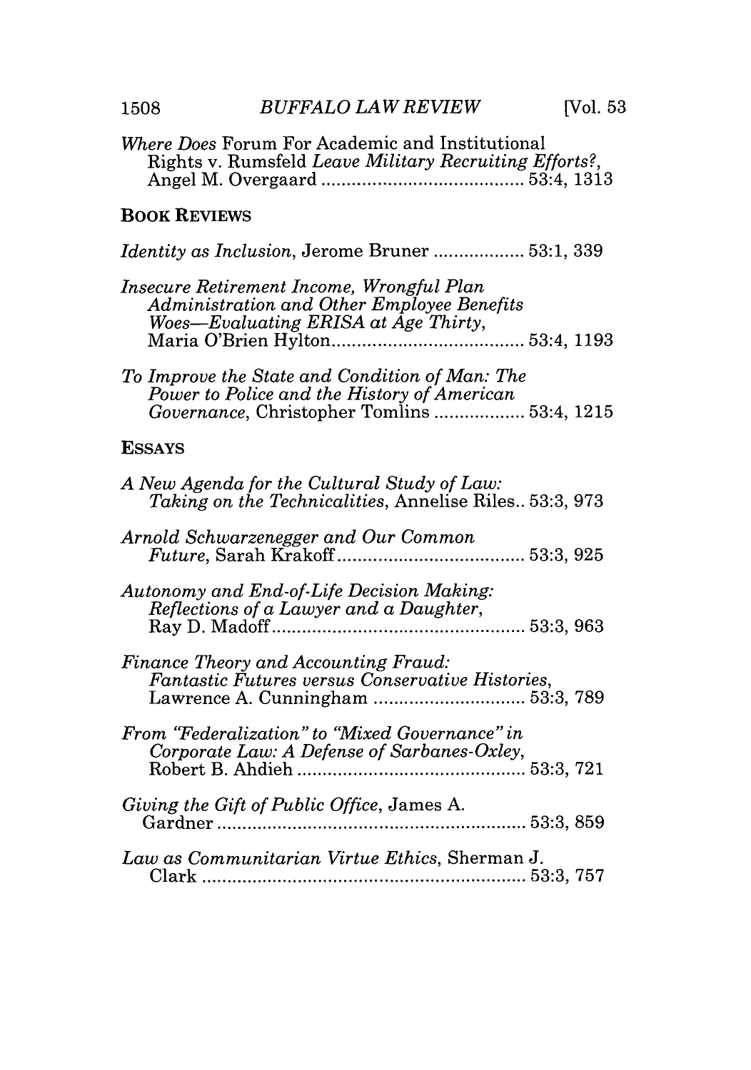*Where Does* Forum For Academic and Institutional Rights v. Rumsfeld *Leave Military Recruiting Efforts?*, Angel M. Overgaard ........................................ 53:4, 1313

## BOOK REVIEWS

*Identity as Inclusion*, Jerome Bruner .................. 53:1, 339

*Insecure Retirement Income, Wrongful Plan Administration and Other Employee Benefits Woes—Evaluating ERISA at Age Thirty*, Maria O'Brien Hylton...................................... 53:4, 1193

*To Improve the State and Condition of Man: The Power to Police and the History of American Governance*, Christopher Tomlins .................. 53:4, 1215

## ESSAYS

*A New Agenda for the Cultural Study of Law: Taking on the Technicalities*, Annelise Riles.. 53:3, 973

*Arnold Schwarzenegger and Our Common Future*, Sarah Krakoff...................................... 53:3, 925

*Autonomy and End-of-Life Decision Making: Reflections of a Lawyer and a Daughter*, Ray D. Madoff.................................................. 53:3, 963

*Finance Theory and Accounting Fraud: Fantastic Futures versus Conservative Histories*, Lawrence A. Cunningham .............................. 53:3, 789

*From "Federalization" to "Mixed Governance" in Corporate Law: A Defense of Sarbanes-Oxley*, Robert B. Ahdieh ............................................ 53:3, 721

*Giving the Gift of Public Office*, James A. Gardner ............................................................ 53:3, 859

*Law as Communitarian Virtue Ethics*, Sherman J. Clark ................................................................ 53:3, 757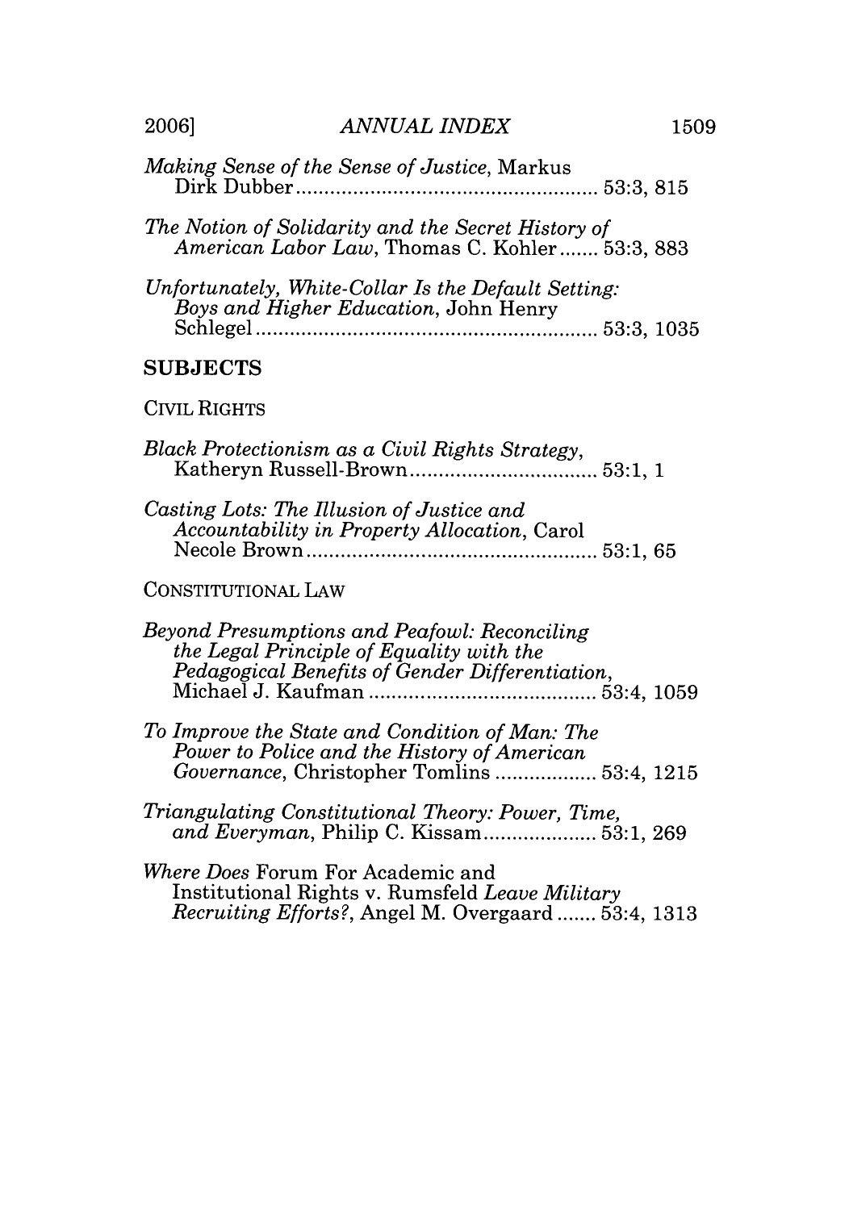*Making Sense of the Sense of Justice*, Markus Dirk Dubber .................................................... 53:3, 815

*The Notion of Solidarity and the Secret History of American Labor Law*, Thomas C. Kohler ....... 53:3, 883

*Unfortunately, White-Collar Is the Default Setting: Boys and Higher Education*, John Henry Schlegel ........................................................... 53:3, 1035

## SUBJECTS

### CIVIL RIGHTS

*Black Protectionism as a Civil Rights Strategy*, Katheryn Russell-Brown ................................. 53:1, 1

*Casting Lots: The Illusion of Justice and Accountability in Property Allocation*, Carol Necole Brown .................................................. 53:1, 65

### CONSTITUTIONAL LAW

*Beyond Presumptions and Peafowl: Reconciling the Legal Principle of Equality with the Pedagogical Benefits of Gender Differentiation*, Michael J. Kaufman ........................................ 53:4, 1059

*To Improve the State and Condition of Man: The Power to Police and the History of American Governance*, Christopher Tomlins .................. 53:4, 1215

*Triangulating Constitutional Theory: Power, Time, and Everyman*, Philip C. Kissam .................... 53:1, 269

*Where Does* Forum For Academic and Institutional Rights v. Rumsfeld *Leave Military Recruiting Efforts?*, Angel M. Overgaard ....... 53:4, 1313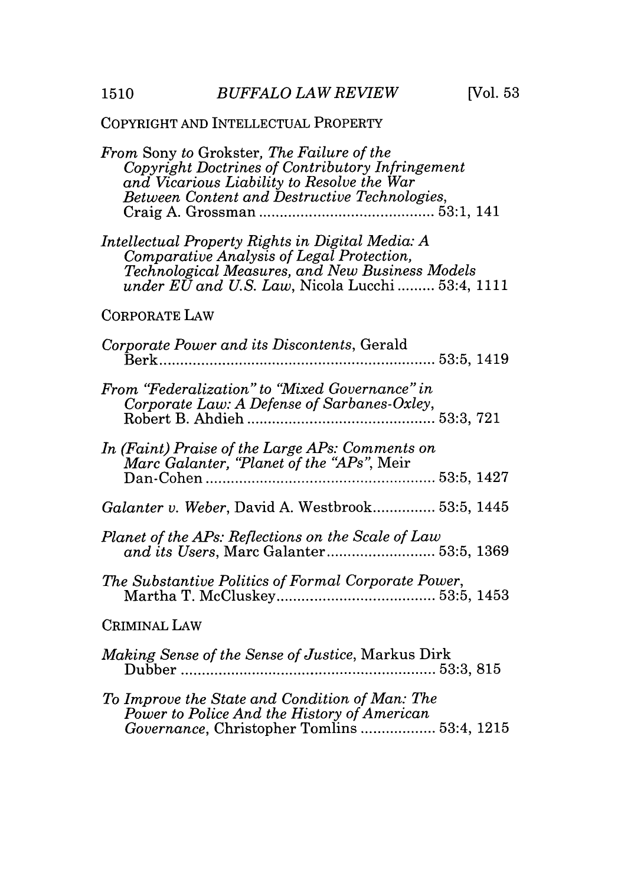COPYRIGHT AND INTELLECTUAL PROPERTY

*From* Sony *to* Grokster, *The Failure of the Copyright Doctrines of Contributory Infringement and Vicarious Liability to Resolve the War Between Content and Destructive Technologies*, Craig A. Grossman .......................................... 53:1, 141

*Intellectual Property Rights in Digital Media: A Comparative Analysis of Legal Protection, Technological Measures, and New Business Models under EU and U.S. Law*, Nicola Lucchi ......... 53:4, 1111

CORPORATE LAW

*Corporate Power and its Discontents*, Gerald Berk.................................................................. 53:5, 1419

*From "Federalization" to "Mixed Governance" in Corporate Law: A Defense of Sarbanes-Oxley*, Robert B. Ahdieh ............................................. 53:3, 721

*In (Faint) Praise of the Large APs: Comments on Marc Galanter, "Planet of the "APs"*, Meir Dan-Cohen ...................................................... 53:5, 1427

*Galanter v. Weber*, David A. Westbrook............... 53:5, 1445

*Planet of the APs: Reflections on the Scale of Law and its Users*, Marc Galanter.......................... 53:5, 1369

*The Substantive Politics of Formal Corporate Power*, Martha T. McCluskey...................................... 53:5, 1453

CRIMINAL LAW

*Making Sense of the Sense of Justice*, Markus Dirk Dubber ............................................................ 53:3, 815

*To Improve the State and Condition of Man: The Power to Police And the History of American Governance*, Christopher Tomlins ................. 53:4, 1215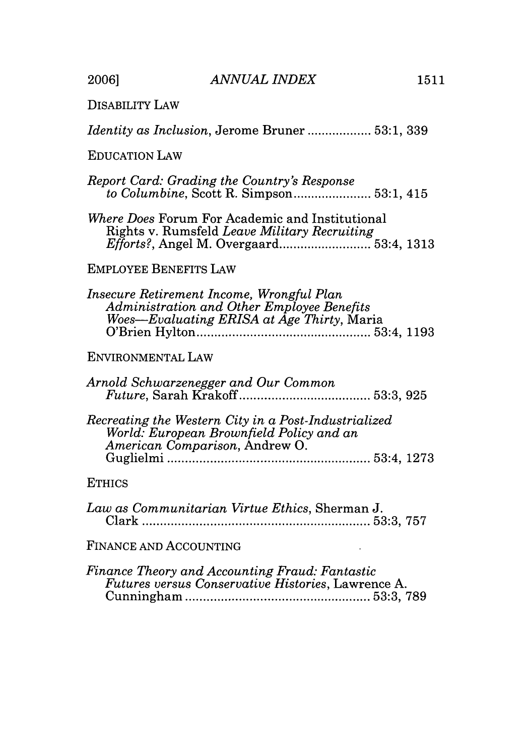DISABILITY LAW

*Identity as Inclusion*, Jerome Bruner .................. 53:1, 339

EDUCATION LAW

*Report Card: Grading the Country's Response to Columbine*, Scott R. Simpson...................... 53:1, 415

*Where Does* Forum For Academic and Institutional Rights v. Rumsfeld *Leave Military Recruiting Efforts?*, Angel M. Overgaard.......................... 53:4, 1313

EMPLOYEE BENEFITS LAW

*Insecure Retirement Income, Wrongful Plan Administration and Other Employee Benefits Woes—Evaluating ERISA at Age Thirty*, Maria O'Brien Hylton................................................. 53:4, 1193

ENVIRONMENTAL LAW

*Arnold Schwarzenegger and Our Common Future*, Sarah Krakoff..................................... 53:3, 925

*Recreating the Western City in a Post-Industrialized World: European Brownfield Policy and an American Comparison*, Andrew O. Guglielmi ......................................................... 53:4, 1273

ETHICS

*Law as Communitarian Virtue Ethics*, Sherman J. Clark ............................................................... 53:3, 757

FINANCE AND ACCOUNTING

*Finance Theory and Accounting Fraud: Fantastic Futures versus Conservative Histories*, Lawrence A. Cunningham .................................................... 53:3, 789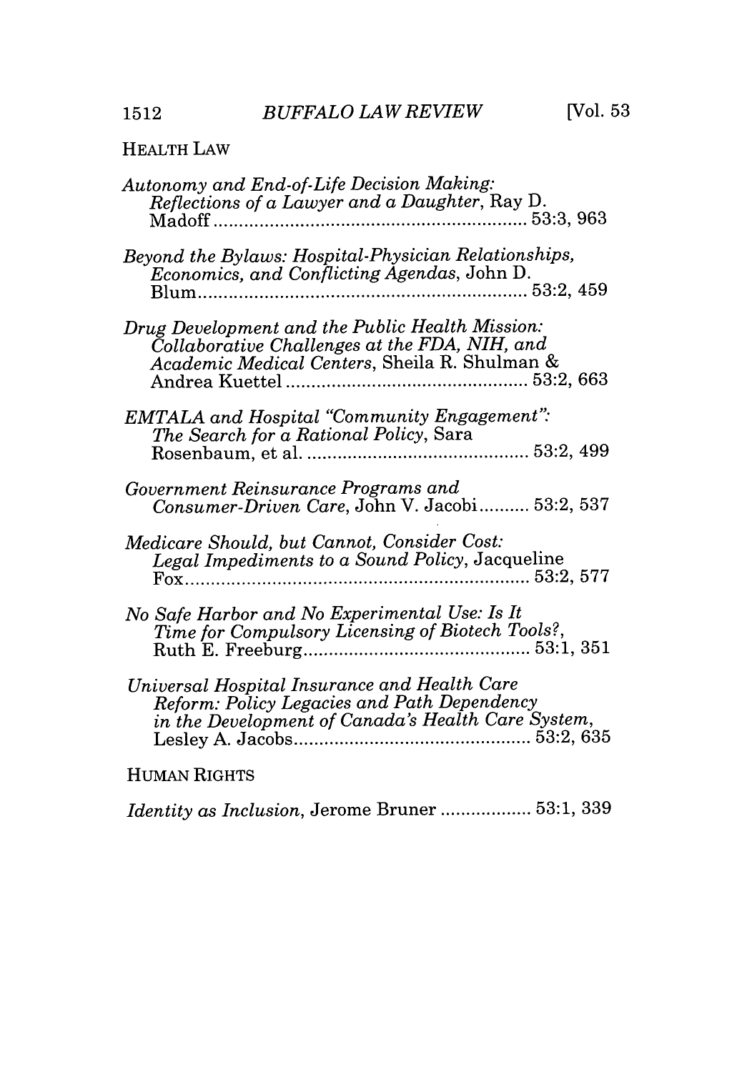## HEALTH LAW

*Autonomy and End-of-Life Decision Making: Reflections of a Lawyer and a Daughter*, Ray D. Madoff ............................................................ 53:3, 963

*Beyond the Bylaws: Hospital-Physician Relationships, Economics, and Conflicting Agendas*, John D. Blum ............................................................ 53:2, 459

*Drug Development and the Public Health Mission: Collaborative Challenges at the FDA, NIH, and Academic Medical Centers*, Sheila R. Shulman & Andrea Kuettel ............................................. 53:2, 663

*EMTALA and Hospital "Community Engagement": The Search for a Rational Policy*, Sara Rosenbaum, et al. ........................................... 53:2, 499

*Government Reinsurance Programs and Consumer-Driven Care*, John V. Jacobi .......... 53:2, 537

*Medicare Should, but Cannot, Consider Cost: Legal Impediments to a Sound Policy*, Jacqueline Fox ................................................................ 53:2, 577

*No Safe Harbor and No Experimental Use: Is It Time for Compulsory Licensing of Biotech Tools?*, Ruth E. Freeburg ............................................ 53:1, 351

*Universal Hospital Insurance and Health Care Reform: Policy Legacies and Path Dependency in the Development of Canada's Health Care System*, Lesley A. Jacobs ............................................. 53:2, 635

## HUMAN RIGHTS

*Identity as Inclusion*, Jerome Bruner .................. 53:1, 339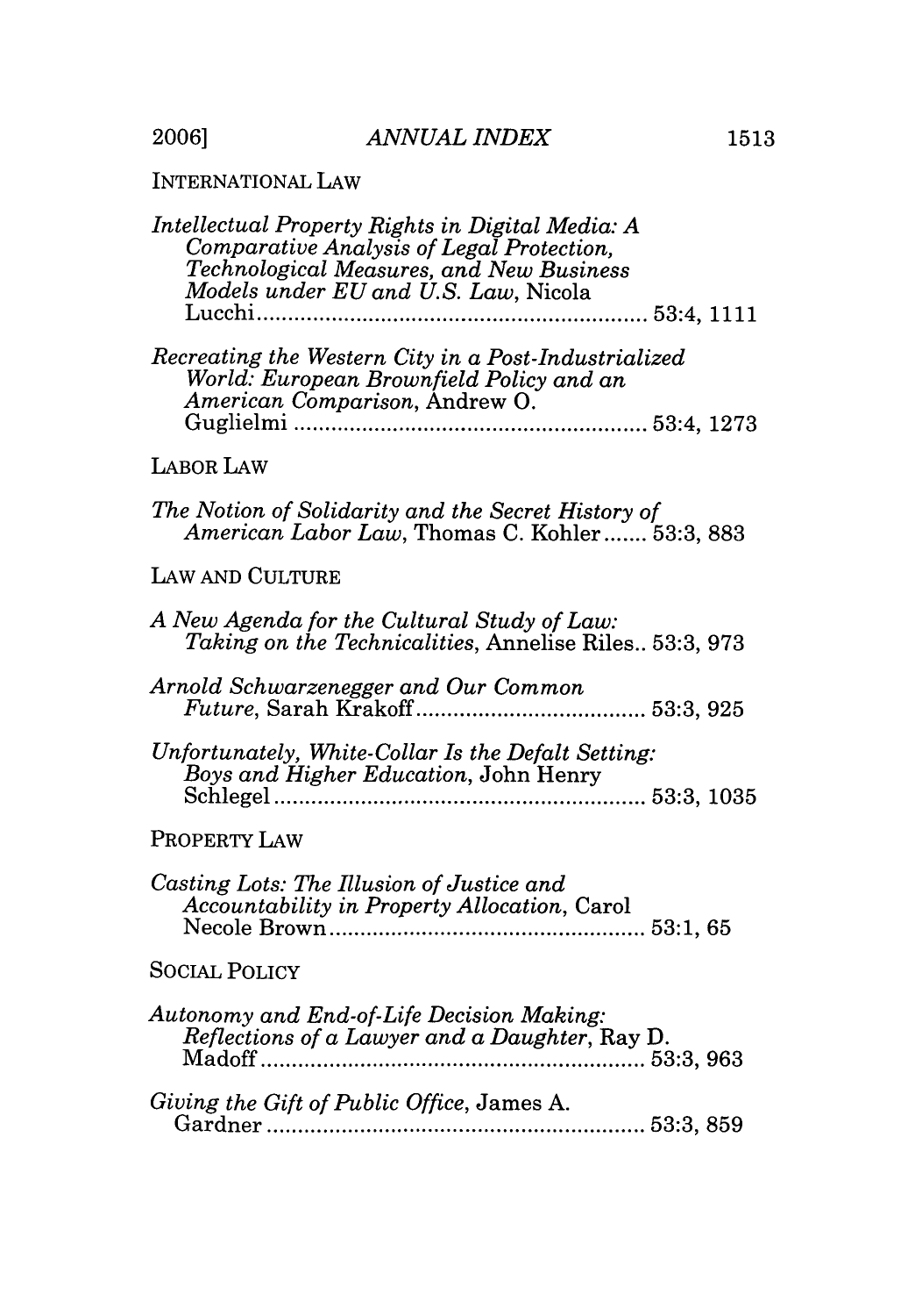INTERNATIONAL LAW

*Intellectual Property Rights in Digital Media: A Comparative Analysis of Legal Protection, Technological Measures, and New Business Models under EU and U.S. Law*, Nicola Lucchi ........................................................ 53:4, 1111

*Recreating the Western City in a Post-Industrialized World: European Brownfield Policy and an American Comparison*, Andrew O. Guglielmi ........................................................ 53:4, 1273

LABOR LAW

*The Notion of Solidarity and the Secret History of American Labor Law*, Thomas C. Kohler ....... 53:3, 883

LAW AND CULTURE

*A New Agenda for the Cultural Study of Law: Taking on the Technicalities*, Annelise Riles.. 53:3, 973

*Arnold Schwarzenegger and Our Common Future*, Sarah Krakoff ........................................ 53:3, 925

*Unfortunately, White-Collar Is the Defalt Setting: Boys and Higher Education*, John Henry Schlegel ........................................................ 53:3, 1035

PROPERTY LAW

*Casting Lots: The Illusion of Justice and Accountability in Property Allocation*, Carol Necole Brown ........................................................ 53:1, 65

SOCIAL POLICY

*Autonomy and End-of-Life Decision Making: Reflections of a Lawyer and a Daughter*, Ray D. Madoff ........................................................ 53:3, 963

*Giving the Gift of Public Office*, James A. Gardner ........................................................ 53:3, 859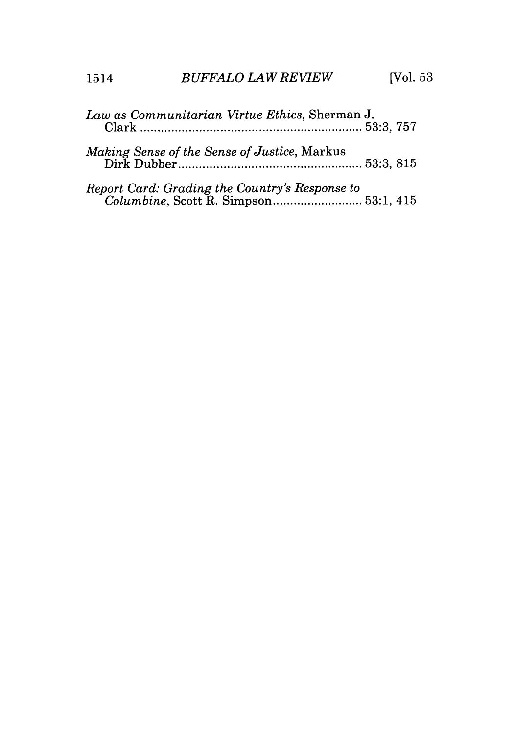*Law as Communitarian Virtue Ethics*, Sherman J. Clark ................................................................ 53:3, 757

*Making Sense of the Sense of Justice*, Markus Dirk Dubber ..................................................... 53:3, 815

*Report Card: Grading the Country's Response to Columbine*, Scott R. Simpson .......................... 53:1, 415